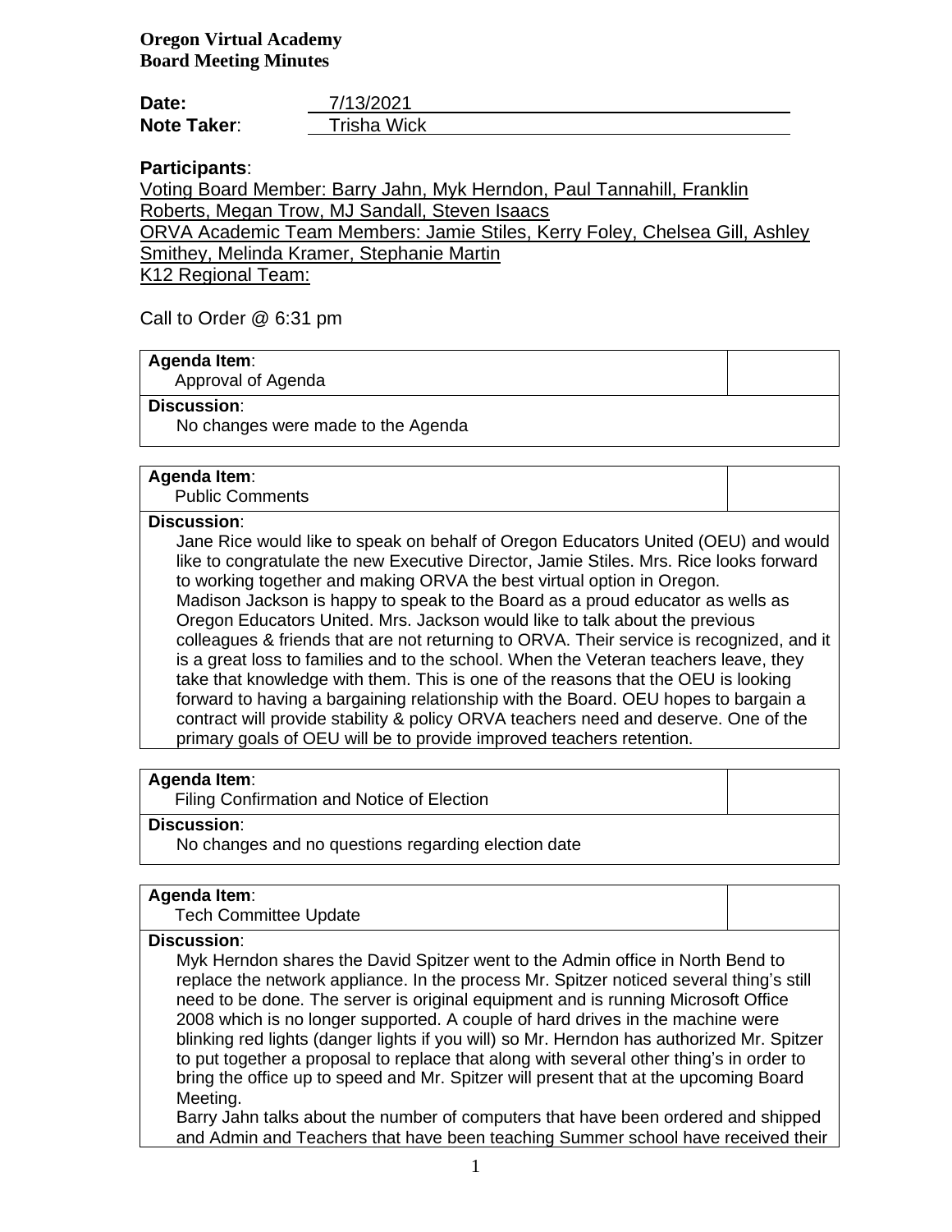**Oregon Virtual Academy**
**Board Meeting Minutes**

**Date:** 7/13/2021
**Note Taker**: Trisha Wick

**Participants**:

Voting Board Member: Barry Jahn, Myk Herndon, Paul Tannahill, Franklin Roberts, Megan Trow, MJ Sandall, Steven Isaacs
ORVA Academic Team Members: Jamie Stiles, Kerry Foley, Chelsea Gill, Ashley Smithey, Melinda Kramer, Stephanie Martin
K12 Regional Team:

Call to Order @ 6:31 pm

**Agenda Item**:
Approval of Agenda

**Discussion**:
No changes were made to the Agenda

**Agenda Item**:
Public Comments

**Discussion**:
Jane Rice would like to speak on behalf of Oregon Educators United (OEU) and would like to congratulate the new Executive Director, Jamie Stiles. Mrs. Rice looks forward to working together and making ORVA the best virtual option in Oregon.
Madison Jackson is happy to speak to the Board as a proud educator as wells as Oregon Educators United. Mrs. Jackson would like to talk about the previous colleagues & friends that are not returning to ORVA. Their service is recognized, and it is a great loss to families and to the school. When the Veteran teachers leave, they take that knowledge with them. This is one of the reasons that the OEU is looking forward to having a bargaining relationship with the Board. OEU hopes to bargain a contract will provide stability & policy ORVA teachers need and deserve. One of the primary goals of OEU will be to provide improved teachers retention.

**Agenda Item**:
Filing Confirmation and Notice of Election

**Discussion**:
No changes and no questions regarding election date

**Agenda Item**:
Tech Committee Update

**Discussion**:
Myk Herndon shares the David Spitzer went to the Admin office in North Bend to replace the network appliance. In the process Mr. Spitzer noticed several thing's still need to be done. The server is original equipment and is running Microsoft Office 2008 which is no longer supported. A couple of hard drives in the machine were blinking red lights (danger lights if you will) so Mr. Herndon has authorized Mr. Spitzer to put together a proposal to replace that along with several other thing's in order to bring the office up to speed and Mr. Spitzer will present that at the upcoming Board Meeting.
Barry Jahn talks about the number of computers that have been ordered and shipped and Admin and Teachers that have been teaching Summer school have received their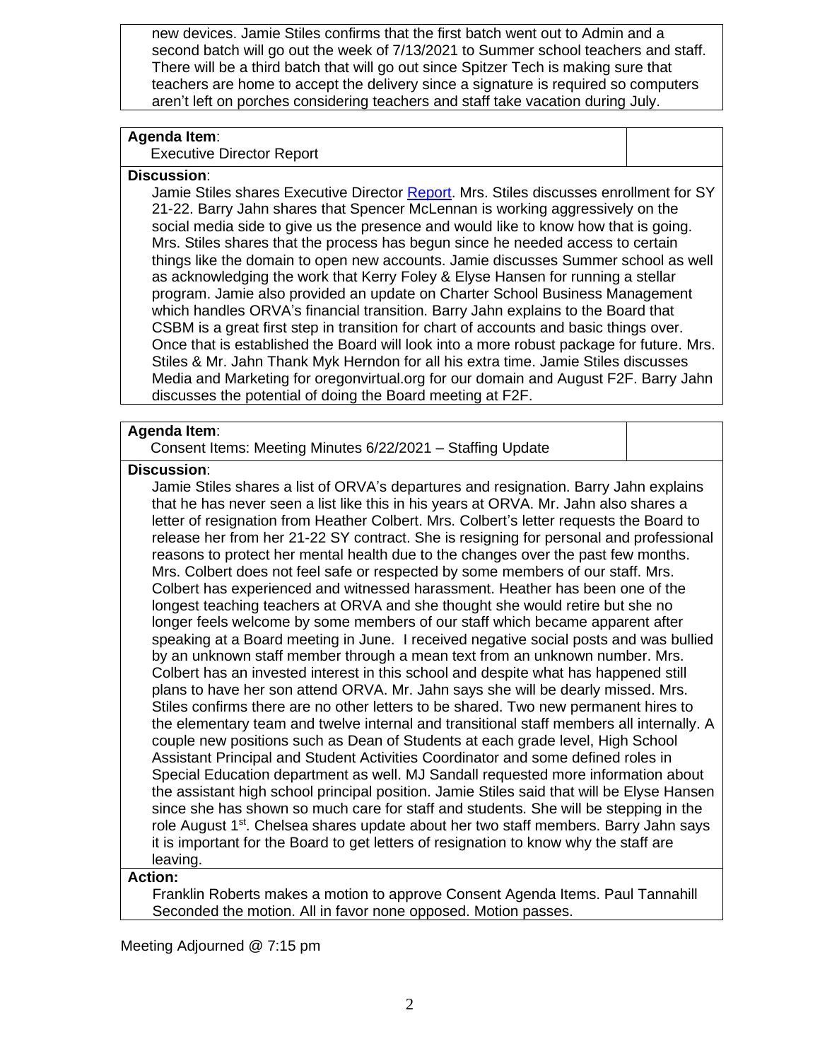new devices. Jamie Stiles confirms that the first batch went out to Admin and a second batch will go out the week of 7/13/2021 to Summer school teachers and staff. There will be a third batch that will go out since Spitzer Tech is making sure that teachers are home to accept the delivery since a signature is required so computers aren't left on porches considering teachers and staff take vacation during July.

**Agenda Item**:
Executive Director Report

**Discussion**:
Jamie Stiles shares Executive Director Report. Mrs. Stiles discusses enrollment for SY 21-22. Barry Jahn shares that Spencer McLennan is working aggressively on the social media side to give us the presence and would like to know how that is going. Mrs. Stiles shares that the process has begun since he needed access to certain things like the domain to open new accounts. Jamie discusses Summer school as well as acknowledging the work that Kerry Foley & Elyse Hansen for running a stellar program. Jamie also provided an update on Charter School Business Management which handles ORVA's financial transition. Barry Jahn explains to the Board that CSBM is a great first step in transition for chart of accounts and basic things over. Once that is established the Board will look into a more robust package for future. Mrs. Stiles & Mr. Jahn Thank Myk Herndon for all his extra time. Jamie Stiles discusses Media and Marketing for oregonvirtual.org for our domain and August F2F. Barry Jahn discusses the potential of doing the Board meeting at F2F.

**Agenda Item**:
Consent Items: Meeting Minutes 6/22/2021 – Staffing Update

**Discussion**:
Jamie Stiles shares a list of ORVA's departures and resignation. Barry Jahn explains that he has never seen a list like this in his years at ORVA. Mr. Jahn also shares a letter of resignation from Heather Colbert. Mrs. Colbert's letter requests the Board to release her from her 21-22 SY contract. She is resigning for personal and professional reasons to protect her mental health due to the changes over the past few months. Mrs. Colbert does not feel safe or respected by some members of our staff. Mrs. Colbert has experienced and witnessed harassment. Heather has been one of the longest teaching teachers at ORVA and she thought she would retire but she no longer feels welcome by some members of our staff which became apparent after speaking at a Board meeting in June. I received negative social posts and was bullied by an unknown staff member through a mean text from an unknown number. Mrs. Colbert has an invested interest in this school and despite what has happened still plans to have her son attend ORVA. Mr. Jahn says she will be dearly missed. Mrs. Stiles confirms there are no other letters to be shared. Two new permanent hires to the elementary team and twelve internal and transitional staff members all internally. A couple new positions such as Dean of Students at each grade level, High School Assistant Principal and Student Activities Coordinator and some defined roles in Special Education department as well. MJ Sandall requested more information about the assistant high school principal position. Jamie Stiles said that will be Elyse Hansen since she has shown so much care for staff and students. She will be stepping in the role August 1st. Chelsea shares update about her two staff members. Barry Jahn says it is important for the Board to get letters of resignation to know why the staff are leaving.

**Action:**
Franklin Roberts makes a motion to approve Consent Agenda Items. Paul Tannahill Seconded the motion. All in favor none opposed. Motion passes.

Meeting Adjourned @ 7:15 pm